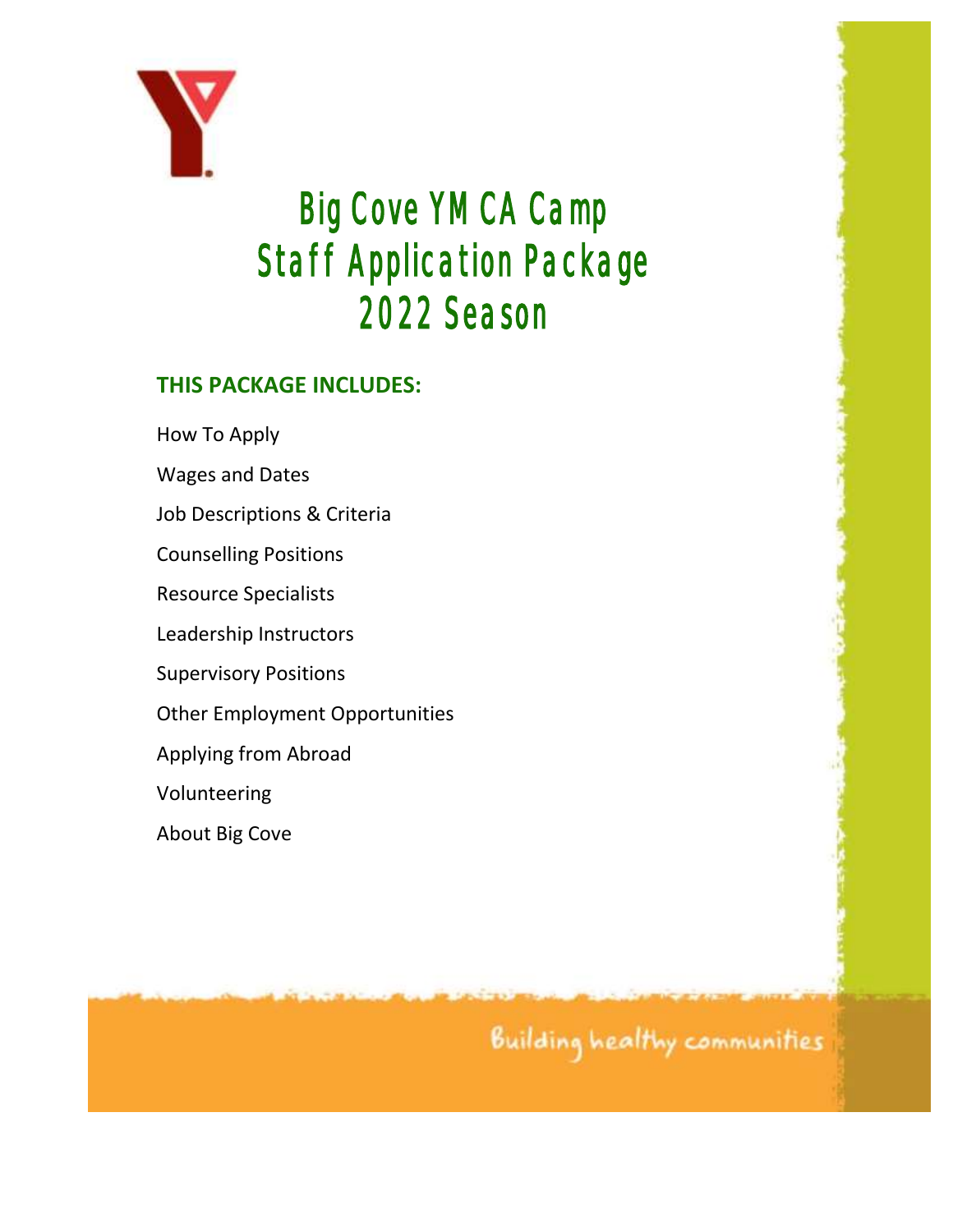# Big Cove YMCA Camp
# Staff Application Package
# 2022 Season

## THIS PACKAGE INCLUDES:

How To Apply

Wages and Dates

Job Descriptions & Criteria

Counselling Positions

Resource Specialists

Leadership Instructors

Supervisory Positions

Other Employment Opportunities

Applying from Abroad

Volunteering

About Big Cove

Building healthy communities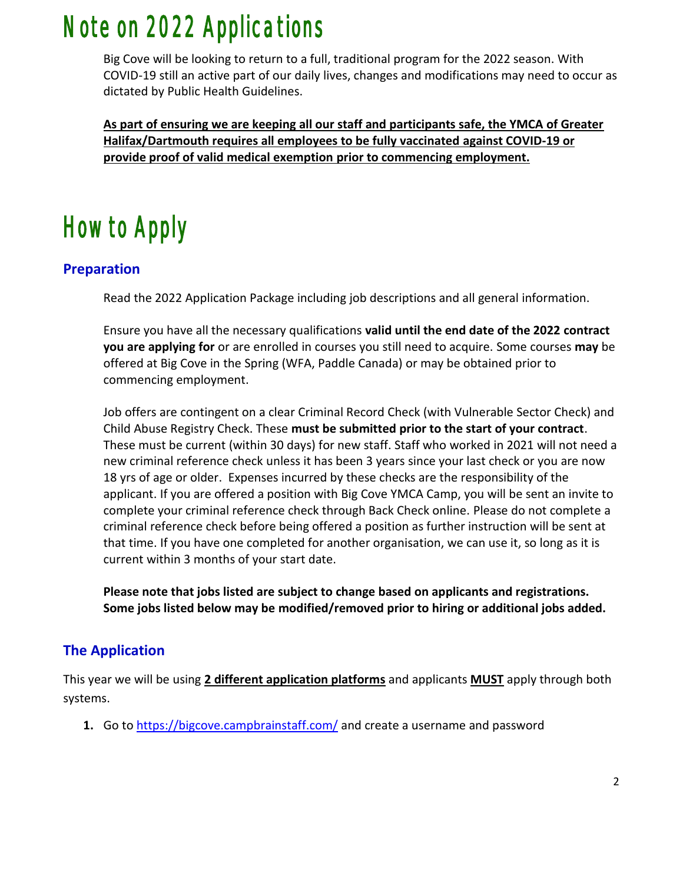# Note on 2022 Applications

Big Cove will be looking to return to a full, traditional program for the 2022 season. With COVID-19 still an active part of our daily lives, changes and modifications may need to occur as dictated by Public Health Guidelines.

**<u>As part of ensuring we are keeping all our staff and participants safe, the YMCA of Greater Halifax/Dartmouth requires all employees to be fully vaccinated against COVID-19 or provide proof of valid medical exemption prior to commencing employment.</u>**

# How to Apply

## Preparation

Read the 2022 Application Package including job descriptions and all general information.

Ensure you have all the necessary qualifications **valid until the end date of the 2022 contract you are applying for** or are enrolled in courses you still need to acquire. Some courses **may** be offered at Big Cove in the Spring (WFA, Paddle Canada) or may be obtained prior to commencing employment.

Job offers are contingent on a clear Criminal Record Check (with Vulnerable Sector Check) and Child Abuse Registry Check. These **must be submitted prior to the start of your contract**. These must be current (within 30 days) for new staff. Staff who worked in 2021 will not need a new criminal reference check unless it has been 3 years since your last check or you are now 18 yrs of age or older. Expenses incurred by these checks are the responsibility of the applicant. If you are offered a position with Big Cove YMCA Camp, you will be sent an invite to complete your criminal reference check through Back Check online. Please do not complete a criminal reference check before being offered a position as further instruction will be sent at that time. If you have one completed for another organisation, we can use it, so long as it is current within 3 months of your start date.

**Please note that jobs listed are subject to change based on applicants and registrations. Some jobs listed below may be modified/removed prior to hiring or additional jobs added.**

## The Application

This year we will be using **<u>2 different application platforms</u>** and applicants **<u>MUST</u>** apply through both systems.

1. Go to [https://bigcove.campbrainstaff.com/](https://bigcove.campbrainstaff.com/) and create a username and password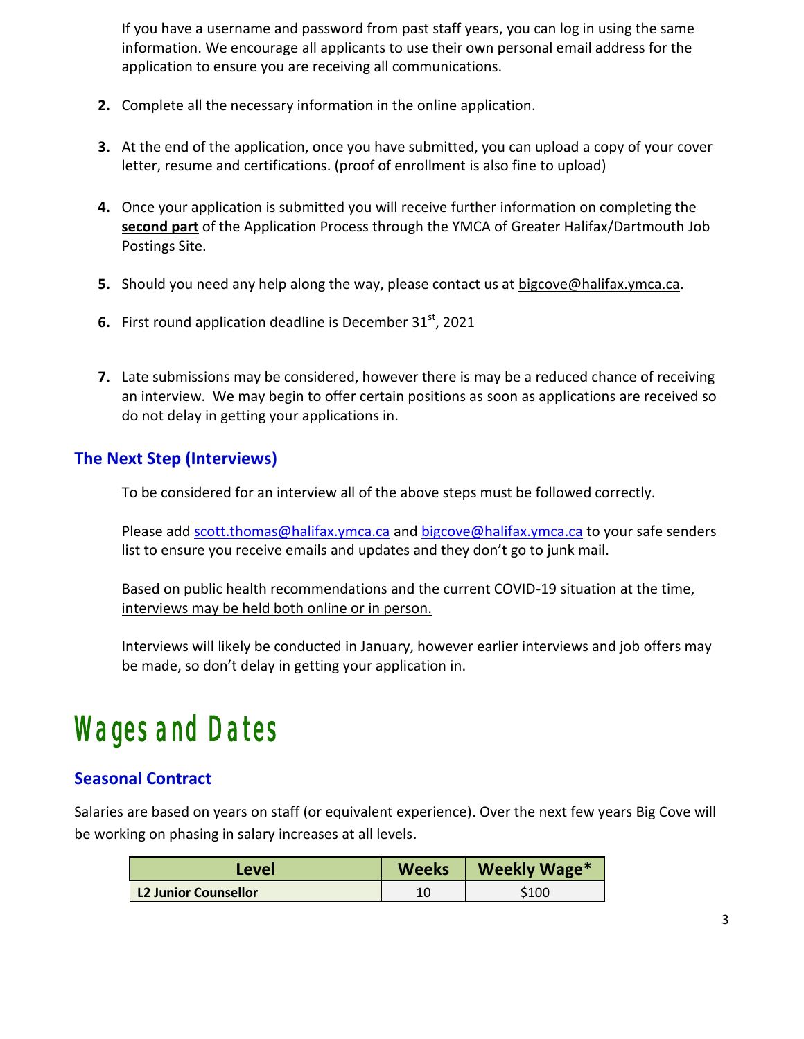If you have a username and password from past staff years, you can log in using the same information. We encourage all applicants to use their own personal email address for the application to ensure you are receiving all communications.

2. Complete all the necessary information in the online application.

3. At the end of the application, once you have submitted, you can upload a copy of your cover letter, resume and certifications. (proof of enrollment is also fine to upload)

4. Once your application is submitted you will receive further information on completing the **second part** of the Application Process through the YMCA of Greater Halifax/Dartmouth Job Postings Site.

5. Should you need any help along the way, please contact us at bigcove@halifax.ymca.ca.

6. First round application deadline is December 31st, 2021

7. Late submissions may be considered, however there is may be a reduced chance of receiving an interview. We may begin to offer certain positions as soon as applications are received so do not delay in getting your applications in.

### The Next Step (Interviews)

To be considered for an interview all of the above steps must be followed correctly.

Please add scott.thomas@halifax.ymca.ca and bigcove@halifax.ymca.ca to your safe senders list to ensure you receive emails and updates and they don't go to junk mail.

Based on public health recommendations and the current COVID-19 situation at the time, interviews may be held both online or in person.

Interviews will likely be conducted in January, however earlier interviews and job offers may be made, so don't delay in getting your application in.

# Wages and Dates

### Seasonal Contract

Salaries are based on years on staff (or equivalent experience). Over the next few years Big Cove will be working on phasing in salary increases at all levels.

| Level | Weeks | Weekly Wage* |
|---|---|---|
| **L2 Junior Counsellor** | 10 | $100 |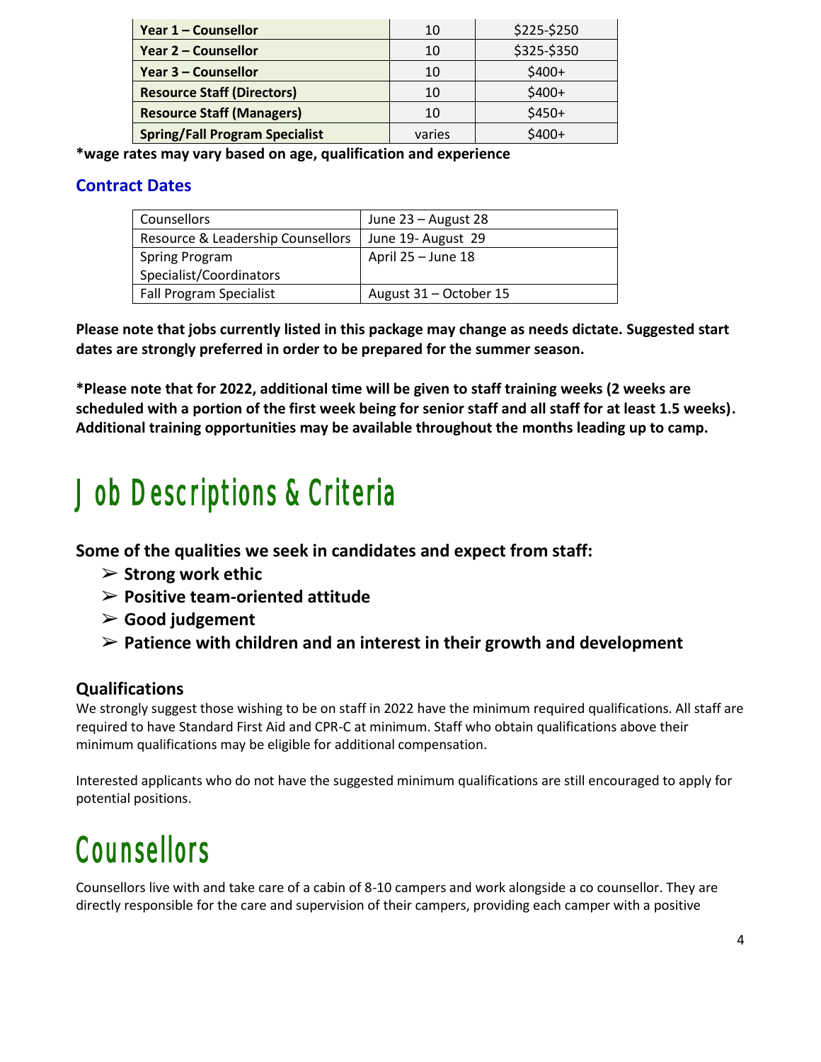| **Year 1 – Counsellor** | 10 | $225-$250 |
|---|---|---|
| **Year 2 – Counsellor** | 10 | $325-$350 |
| **Year 3 – Counsellor** | 10 | $400+ |
| **Resource Staff (Directors)** | 10 | $400+ |
| **Resource Staff (Managers)** | 10 | $450+ |
| **Spring/Fall Program Specialist** | varies | $400+ |

**\*wage rates may vary based on age, qualification and experience**

## Contract Dates

| Counsellors | June 23 – August 28 |
|---|---|
| Resource & Leadership Counsellors | June 19- August 29 |
| Spring Program Specialist/Coordinators | April 25 – June 18 |
| Fall Program Specialist | August 31 – October 15 |

**Please note that jobs currently listed in this package may change as needs dictate. Suggested start dates are strongly preferred in order to be prepared for the summer season.**

**\*Please note that for 2022, additional time will be given to staff training weeks (2 weeks are scheduled with a portion of the first week being for senior staff and all staff for at least 1.5 weeks). Additional training opportunities may be available throughout the months leading up to camp.**

# Job Descriptions & Criteria

**Some of the qualities we seek in candidates and expect from staff:**

- **Strong work ethic**
- **Positive team-oriented attitude**
- **Good judgement**
- **Patience with children and an interest in their growth and development**

### Qualifications

We strongly suggest those wishing to be on staff in 2022 have the minimum required qualifications. All staff are required to have Standard First Aid and CPR-C at minimum. Staff who obtain qualifications above their minimum qualifications may be eligible for additional compensation.

Interested applicants who do not have the suggested minimum qualifications are still encouraged to apply for potential positions.

# Counsellors

Counsellors live with and take care of a cabin of 8-10 campers and work alongside a co counsellor. They are directly responsible for the care and supervision of their campers, providing each camper with a positive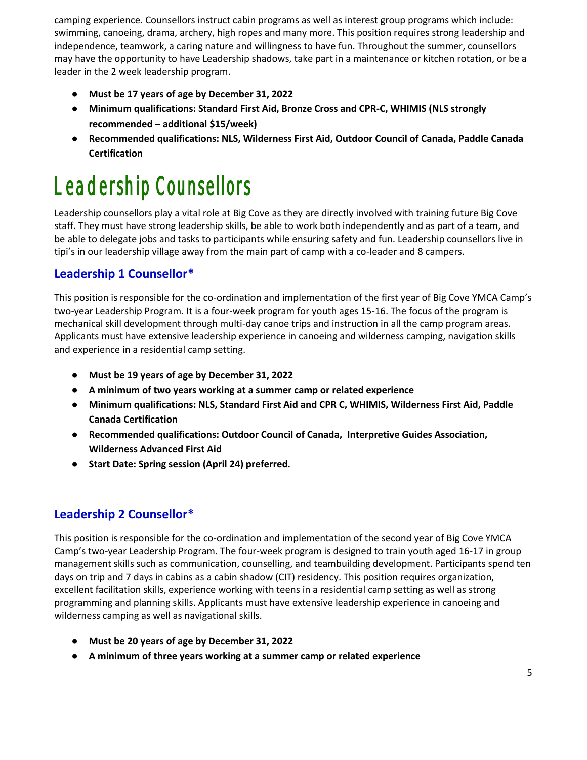camping experience. Counsellors instruct cabin programs as well as interest group programs which include: swimming, canoeing, drama, archery, high ropes and many more. This position requires strong leadership and independence, teamwork, a caring nature and willingness to have fun. Throughout the summer, counsellors may have the opportunity to have Leadership shadows, take part in a maintenance or kitchen rotation, or be a leader in the 2 week leadership program.

- **Must be 17 years of age by December 31, 2022**
- **Minimum qualifications: Standard First Aid, Bronze Cross and CPR-C, WHIMIS (NLS strongly recommended – additional $15/week)**
- **Recommended qualifications: NLS, Wilderness First Aid, Outdoor Council of Canada, Paddle Canada Certification**

# Leadership Counsellors

Leadership counsellors play a vital role at Big Cove as they are directly involved with training future Big Cove staff. They must have strong leadership skills, be able to work both independently and as part of a team, and be able to delegate jobs and tasks to participants while ensuring safety and fun. Leadership counsellors live in tipi's in our leadership village away from the main part of camp with a co-leader and 8 campers.

## Leadership 1 Counsellor*

This position is responsible for the co-ordination and implementation of the first year of Big Cove YMCA Camp's two-year Leadership Program. It is a four-week program for youth ages 15-16. The focus of the program is mechanical skill development through multi-day canoe trips and instruction in all the camp program areas. Applicants must have extensive leadership experience in canoeing and wilderness camping, navigation skills and experience in a residential camp setting.

- **Must be 19 years of age by December 31, 2022**
- **A minimum of two years working at a summer camp or related experience**
- **Minimum qualifications: NLS, Standard First Aid and CPR C, WHIMIS, Wilderness First Aid, Paddle Canada Certification**
- **Recommended qualifications: Outdoor Council of Canada, Interpretive Guides Association, Wilderness Advanced First Aid**
- **Start Date: Spring session (April 24) preferred.**

## Leadership 2 Counsellor*

This position is responsible for the co-ordination and implementation of the second year of Big Cove YMCA Camp's two-year Leadership Program. The four-week program is designed to train youth aged 16-17 in group management skills such as communication, counselling, and teambuilding development. Participants spend ten days on trip and 7 days in cabins as a cabin shadow (CIT) residency. This position requires organization, excellent facilitation skills, experience working with teens in a residential camp setting as well as strong programming and planning skills. Applicants must have extensive leadership experience in canoeing and wilderness camping as well as navigational skills.

- **Must be 20 years of age by December 31, 2022**
- **A minimum of three years working at a summer camp or related experience**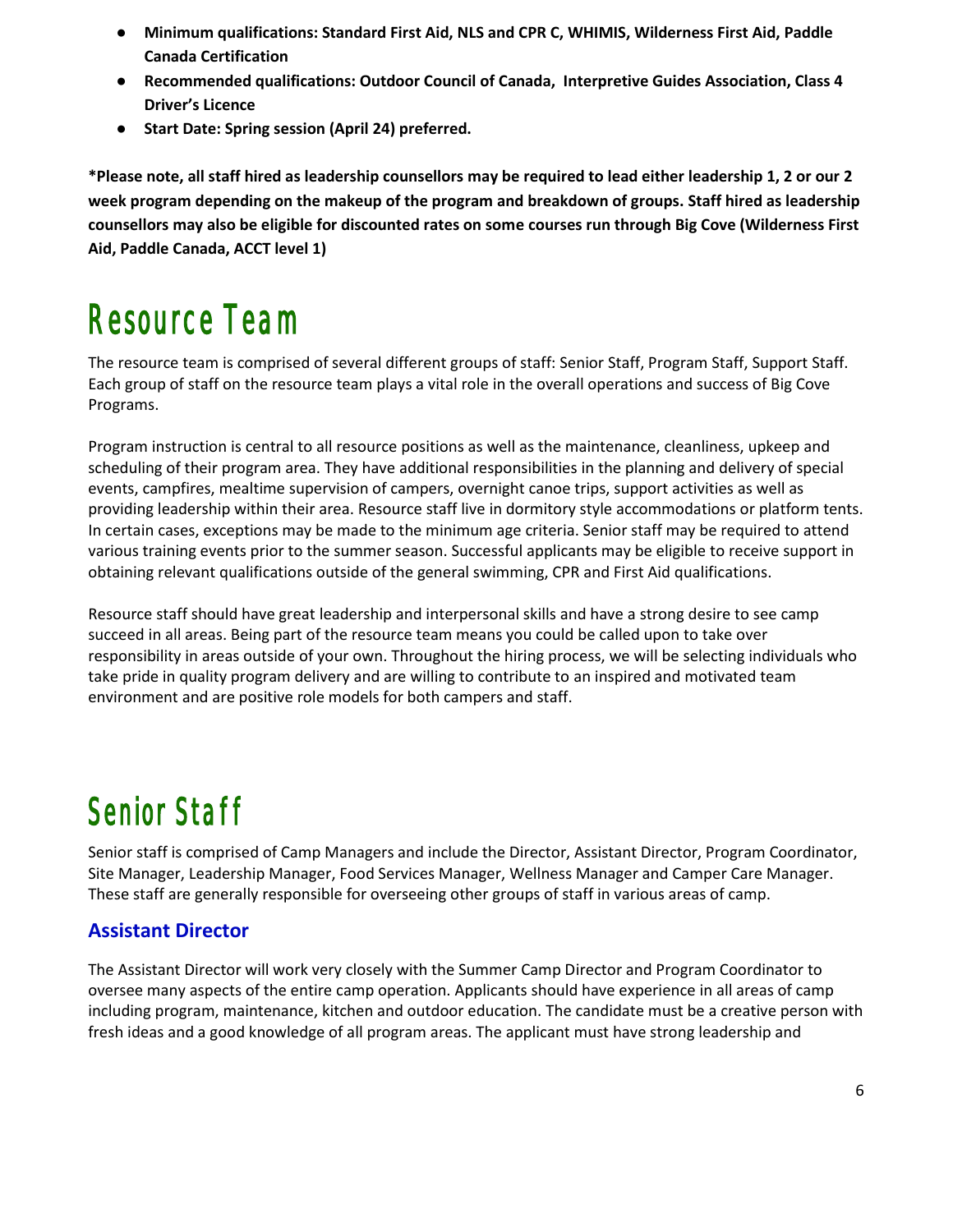- **Minimum qualifications: Standard First Aid, NLS and CPR C, WHIMIS, Wilderness First Aid, Paddle Canada Certification**
- **Recommended qualifications: Outdoor Council of Canada, Interpretive Guides Association, Class 4 Driver's Licence**
- **Start Date: Spring session (April 24) preferred.**

**\*Please note, all staff hired as leadership counsellors may be required to lead either leadership 1, 2 or our 2 week program depending on the makeup of the program and breakdown of groups. Staff hired as leadership counsellors may also be eligible for discounted rates on some courses run through Big Cove (Wilderness First Aid, Paddle Canada, ACCT level 1)**

# Resource Team

The resource team is comprised of several different groups of staff: Senior Staff, Program Staff, Support Staff. Each group of staff on the resource team plays a vital role in the overall operations and success of Big Cove Programs.

Program instruction is central to all resource positions as well as the maintenance, cleanliness, upkeep and scheduling of their program area. They have additional responsibilities in the planning and delivery of special events, campfires, mealtime supervision of campers, overnight canoe trips, support activities as well as providing leadership within their area. Resource staff live in dormitory style accommodations or platform tents. In certain cases, exceptions may be made to the minimum age criteria. Senior staff may be required to attend various training events prior to the summer season. Successful applicants may be eligible to receive support in obtaining relevant qualifications outside of the general swimming, CPR and First Aid qualifications.

Resource staff should have great leadership and interpersonal skills and have a strong desire to see camp succeed in all areas. Being part of the resource team means you could be called upon to take over responsibility in areas outside of your own. Throughout the hiring process, we will be selecting individuals who take pride in quality program delivery and are willing to contribute to an inspired and motivated team environment and are positive role models for both campers and staff.

# Senior Staff

Senior staff is comprised of Camp Managers and include the Director, Assistant Director, Program Coordinator, Site Manager, Leadership Manager, Food Services Manager, Wellness Manager and Camper Care Manager. These staff are generally responsible for overseeing other groups of staff in various areas of camp.

### Assistant Director

The Assistant Director will work very closely with the Summer Camp Director and Program Coordinator to oversee many aspects of the entire camp operation. Applicants should have experience in all areas of camp including program, maintenance, kitchen and outdoor education. The candidate must be a creative person with fresh ideas and a good knowledge of all program areas. The applicant must have strong leadership and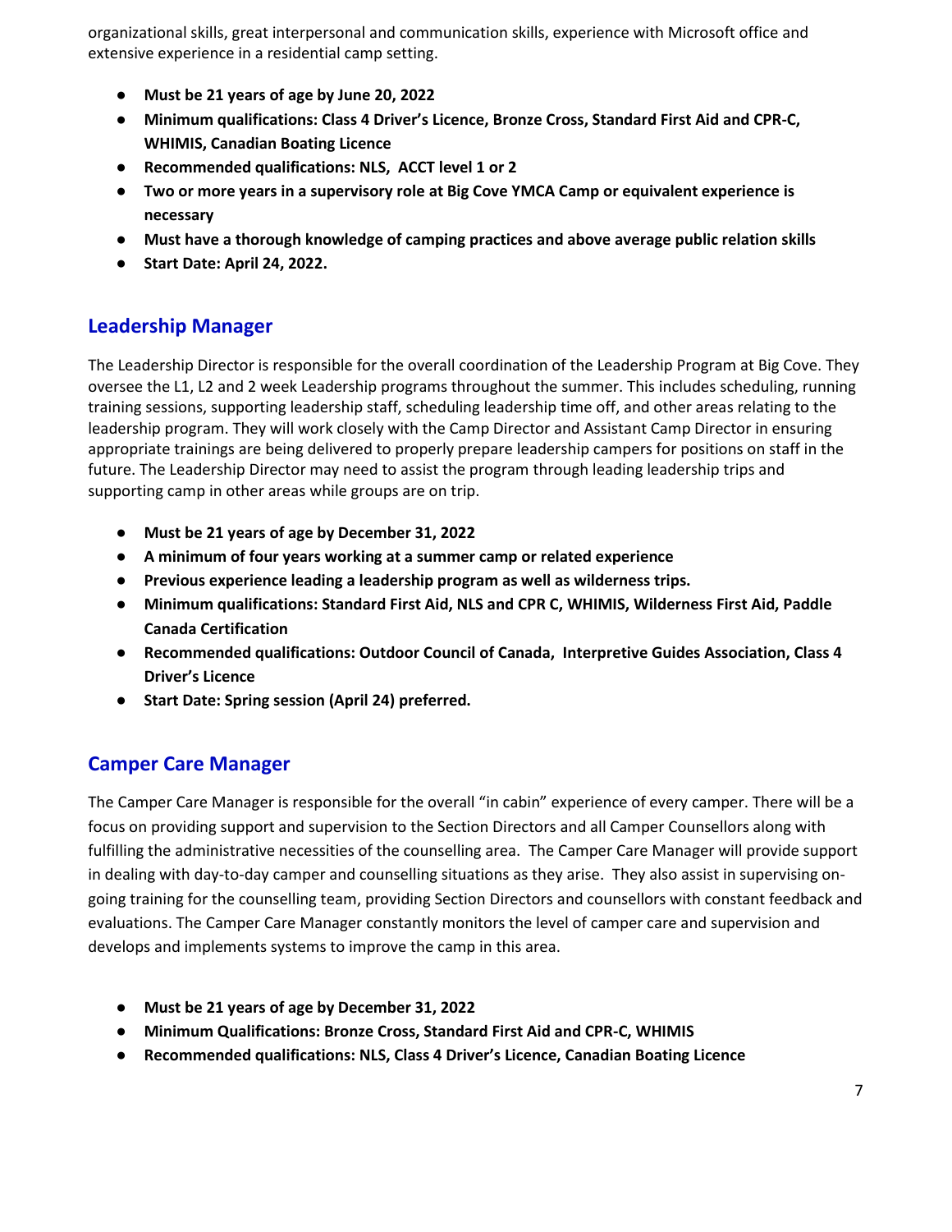organizational skills, great interpersonal and communication skills, experience with Microsoft office and extensive experience in a residential camp setting.

- **Must be 21 years of age by June 20, 2022**
- **Minimum qualifications: Class 4 Driver's Licence, Bronze Cross, Standard First Aid and CPR-C, WHIMIS, Canadian Boating Licence**
- **Recommended qualifications: NLS,  ACCT level 1 or 2**
- **Two or more years in a supervisory role at Big Cove YMCA Camp or equivalent experience is necessary**
- **Must have a thorough knowledge of camping practices and above average public relation skills**
- **Start Date: April 24, 2022.**

## Leadership Manager

The Leadership Director is responsible for the overall coordination of the Leadership Program at Big Cove. They oversee the L1, L2 and 2 week Leadership programs throughout the summer. This includes scheduling, running training sessions, supporting leadership staff, scheduling leadership time off, and other areas relating to the leadership program. They will work closely with the Camp Director and Assistant Camp Director in ensuring appropriate trainings are being delivered to properly prepare leadership campers for positions on staff in the future. The Leadership Director may need to assist the program through leading leadership trips and supporting camp in other areas while groups are on trip.

- **Must be 21 years of age by December 31, 2022**
- **A minimum of four years working at a summer camp or related experience**
- **Previous experience leading a leadership program as well as wilderness trips.**
- **Minimum qualifications: Standard First Aid, NLS and CPR C, WHIMIS, Wilderness First Aid, Paddle Canada Certification**
- **Recommended qualifications: Outdoor Council of Canada,  Interpretive Guides Association, Class 4 Driver's Licence**
- **Start Date: Spring session (April 24) preferred.**

## Camper Care Manager

The Camper Care Manager is responsible for the overall "in cabin" experience of every camper. There will be a focus on providing support and supervision to the Section Directors and all Camper Counsellors along with fulfilling the administrative necessities of the counselling area.  The Camper Care Manager will provide support in dealing with day-to-day camper and counselling situations as they arise.  They also assist in supervising on-going training for the counselling team, providing Section Directors and counsellors with constant feedback and evaluations. The Camper Care Manager constantly monitors the level of camper care and supervision and develops and implements systems to improve the camp in this area.

- **Must be 21 years of age by December 31, 2022**
- **Minimum Qualifications: Bronze Cross, Standard First Aid and CPR-C, WHIMIS**
- **Recommended qualifications: NLS, Class 4 Driver's Licence, Canadian Boating Licence**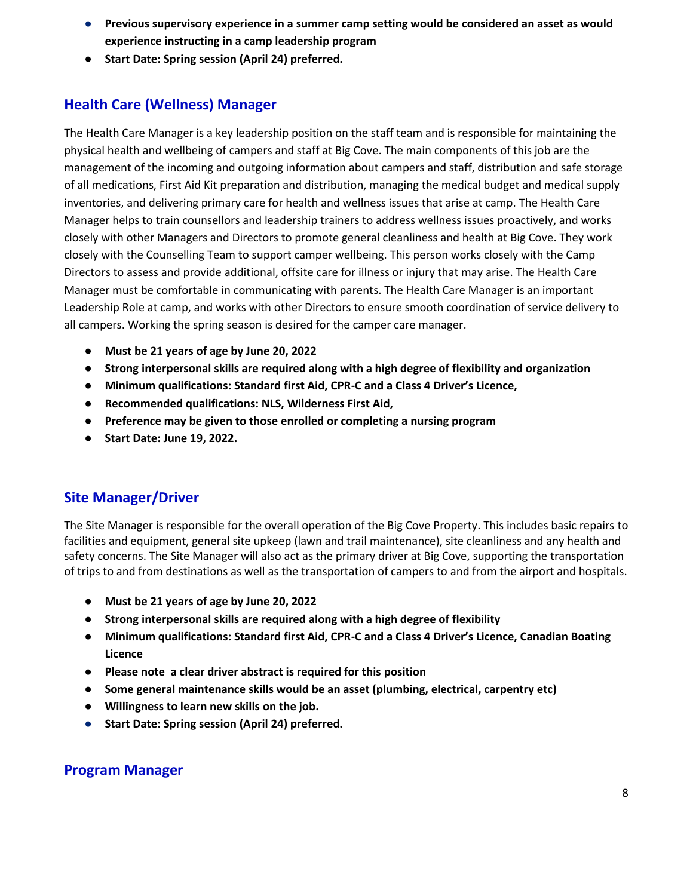- **Previous supervisory experience in a summer camp setting would be considered an asset as would experience instructing in a camp leadership program**
- **Start Date: Spring session (April 24) preferred.**

## Health Care (Wellness) Manager

The Health Care Manager is a key leadership position on the staff team and is responsible for maintaining the physical health and wellbeing of campers and staff at Big Cove. The main components of this job are the management of the incoming and outgoing information about campers and staff, distribution and safe storage of all medications, First Aid Kit preparation and distribution, managing the medical budget and medical supply inventories, and delivering primary care for health and wellness issues that arise at camp. The Health Care Manager helps to train counsellors and leadership trainers to address wellness issues proactively, and works closely with other Managers and Directors to promote general cleanliness and health at Big Cove. They work closely with the Counselling Team to support camper wellbeing. This person works closely with the Camp Directors to assess and provide additional, offsite care for illness or injury that may arise. The Health Care Manager must be comfortable in communicating with parents. The Health Care Manager is an important Leadership Role at camp, and works with other Directors to ensure smooth coordination of service delivery to all campers. Working the spring season is desired for the camper care manager.

- **Must be 21 years of age by June 20, 2022**
- **Strong interpersonal skills are required along with a high degree of flexibility and organization**
- **Minimum qualifications: Standard first Aid, CPR-C and a Class 4 Driver's Licence,**
- **Recommended qualifications: NLS, Wilderness First Aid,**
- **Preference may be given to those enrolled or completing a nursing program**
- **Start Date: June 19, 2022.**

## Site Manager/Driver

The Site Manager is responsible for the overall operation of the Big Cove Property. This includes basic repairs to facilities and equipment, general site upkeep (lawn and trail maintenance), site cleanliness and any health and safety concerns. The Site Manager will also act as the primary driver at Big Cove, supporting the transportation of trips to and from destinations as well as the transportation of campers to and from the airport and hospitals.

- **Must be 21 years of age by June 20, 2022**
- **Strong interpersonal skills are required along with a high degree of flexibility**
- **Minimum qualifications: Standard first Aid, CPR-C and a Class 4 Driver's Licence, Canadian Boating Licence**
- **Please note a clear driver abstract is required for this position**
- **Some general maintenance skills would be an asset (plumbing, electrical, carpentry etc)**
- **Willingness to learn new skills on the job.**
- **Start Date: Spring session (April 24) preferred.**

## Program Manager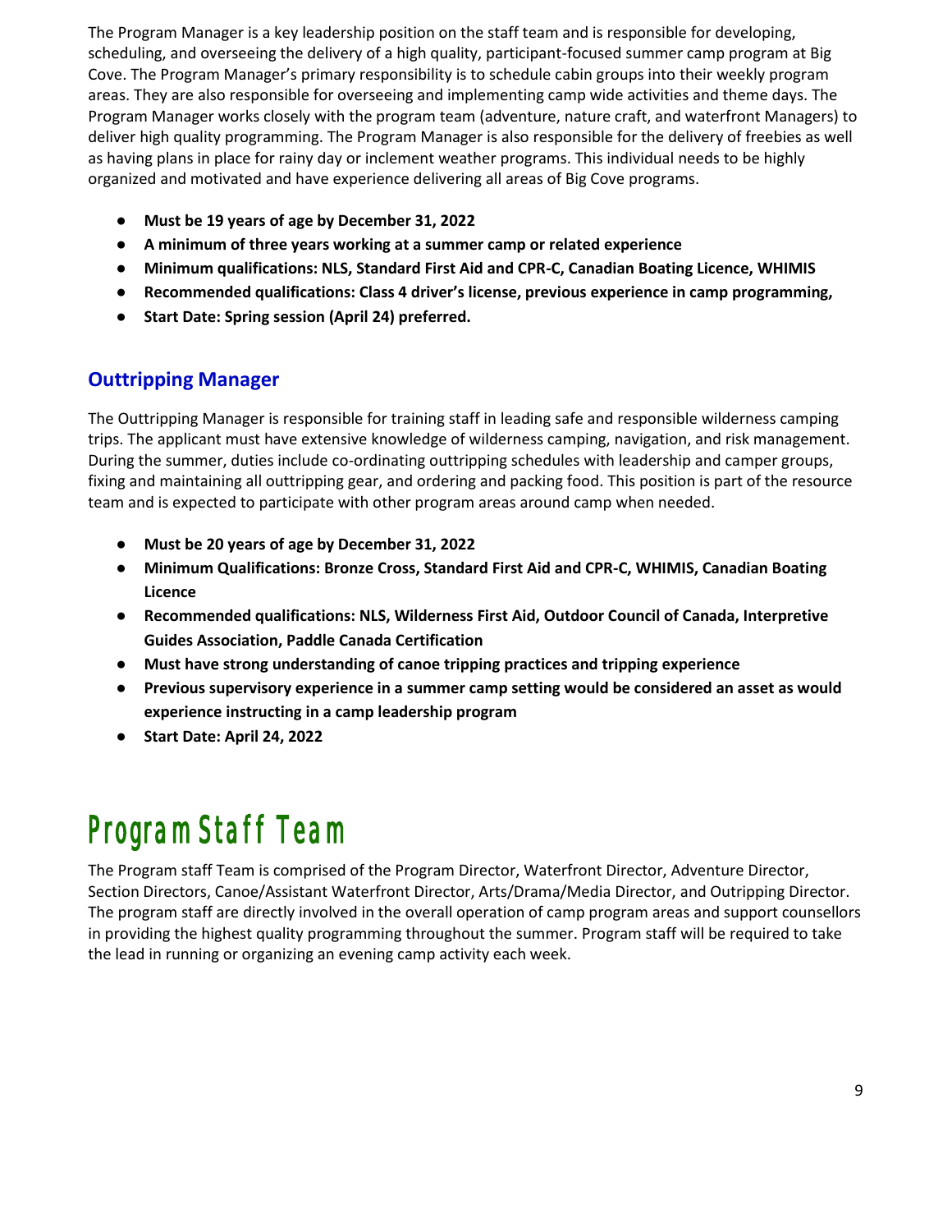The Program Manager is a key leadership position on the staff team and is responsible for developing, scheduling, and overseeing the delivery of a high quality, participant-focused summer camp program at Big Cove. The Program Manager's primary responsibility is to schedule cabin groups into their weekly program areas. They are also responsible for overseeing and implementing camp wide activities and theme days. The Program Manager works closely with the program team (adventure, nature craft, and waterfront Managers) to deliver high quality programming. The Program Manager is also responsible for the delivery of freebies as well as having plans in place for rainy day or inclement weather programs. This individual needs to be highly organized and motivated and have experience delivering all areas of Big Cove programs.

- **Must be 19 years of age by December 31, 2022**
- **A minimum of three years working at a summer camp or related experience**
- **Minimum qualifications: NLS, Standard First Aid and CPR-C, Canadian Boating Licence, WHIMIS**
- **Recommended qualifications: Class 4 driver's license, previous experience in camp programming,**
- **Start Date: Spring session (April 24) preferred.**

### Outtripping Manager

The Outtripping Manager is responsible for training staff in leading safe and responsible wilderness camping trips. The applicant must have extensive knowledge of wilderness camping, navigation, and risk management. During the summer, duties include co-ordinating outtripping schedules with leadership and camper groups, fixing and maintaining all outtripping gear, and ordering and packing food. This position is part of the resource team and is expected to participate with other program areas around camp when needed.

- **Must be 20 years of age by December 31, 2022**
- **Minimum Qualifications: Bronze Cross, Standard First Aid and CPR-C, WHIMIS, Canadian Boating Licence**
- **Recommended qualifications: NLS, Wilderness First Aid, Outdoor Council of Canada, Interpretive Guides Association, Paddle Canada Certification**
- **Must have strong understanding of canoe tripping practices and tripping experience**
- **Previous supervisory experience in a summer camp setting would be considered an asset as would experience instructing in a camp leadership program**
- **Start Date: April 24, 2022**

# Program Staff Team

The Program staff Team is comprised of the Program Director, Waterfront Director, Adventure Director, Section Directors, Canoe/Assistant Waterfront Director, Arts/Drama/Media Director, and Outripping Director. The program staff are directly involved in the overall operation of camp program areas and support counsellors in providing the highest quality programming throughout the summer. Program staff will be required to take the lead in running or organizing an evening camp activity each week.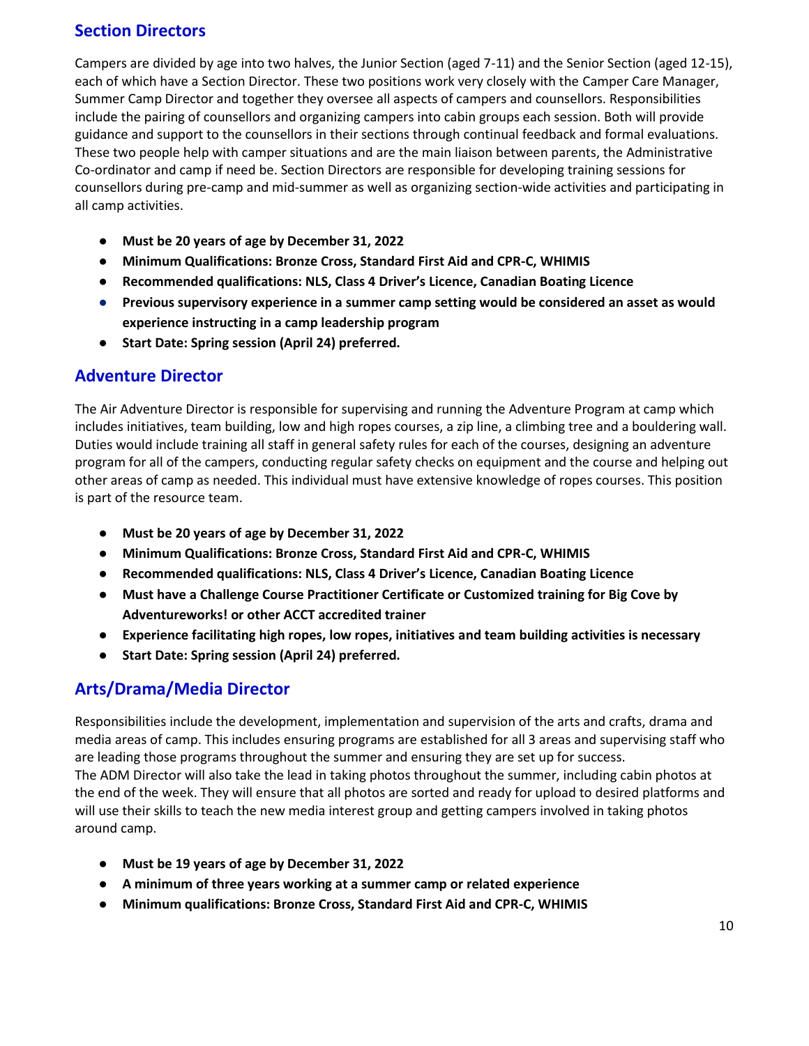## Section Directors

Campers are divided by age into two halves, the Junior Section (aged 7-11) and the Senior Section (aged 12-15), each of which have a Section Director. These two positions work very closely with the Camper Care Manager, Summer Camp Director and together they oversee all aspects of campers and counsellors. Responsibilities include the pairing of counsellors and organizing campers into cabin groups each session. Both will provide guidance and support to the counsellors in their sections through continual feedback and formal evaluations. These two people help with camper situations and are the main liaison between parents, the Administrative Co-ordinator and camp if need be. Section Directors are responsible for developing training sessions for counsellors during pre-camp and mid-summer as well as organizing section-wide activities and participating in all camp activities.

- **Must be 20 years of age by December 31, 2022**
- **Minimum Qualifications: Bronze Cross, Standard First Aid and CPR-C, WHIMIS**
- **Recommended qualifications: NLS, Class 4 Driver's Licence, Canadian Boating Licence**
- **Previous supervisory experience in a summer camp setting would be considered an asset as would experience instructing in a camp leadership program**
- **Start Date: Spring session (April 24) preferred.**

## Adventure Director

The Air Adventure Director is responsible for supervising and running the Adventure Program at camp which includes initiatives, team building, low and high ropes courses, a zip line, a climbing tree and a bouldering wall. Duties would include training all staff in general safety rules for each of the courses, designing an adventure program for all of the campers, conducting regular safety checks on equipment and the course and helping out other areas of camp as needed. This individual must have extensive knowledge of ropes courses. This position is part of the resource team.

- **Must be 20 years of age by December 31, 2022**
- **Minimum Qualifications: Bronze Cross, Standard First Aid and CPR-C, WHIMIS**
- **Recommended qualifications: NLS, Class 4 Driver's Licence, Canadian Boating Licence**
- **Must have a Challenge Course Practitioner Certificate or Customized training for Big Cove by Adventureworks! or other ACCT accredited trainer**
- **Experience facilitating high ropes, low ropes, initiatives and team building activities is necessary**
- **Start Date: Spring session (April 24) preferred.**

## Arts/Drama/Media Director

Responsibilities include the development, implementation and supervision of the arts and crafts, drama and media areas of camp. This includes ensuring programs are established for all 3 areas and supervising staff who are leading those programs throughout the summer and ensuring they are set up for success.
The ADM Director will also take the lead in taking photos throughout the summer, including cabin photos at the end of the week. They will ensure that all photos are sorted and ready for upload to desired platforms and will use their skills to teach the new media interest group and getting campers involved in taking photos around camp.

- **Must be 19 years of age by December 31, 2022**
- **A minimum of three years working at a summer camp or related experience**
- **Minimum qualifications: Bronze Cross, Standard First Aid and CPR-C, WHIMIS**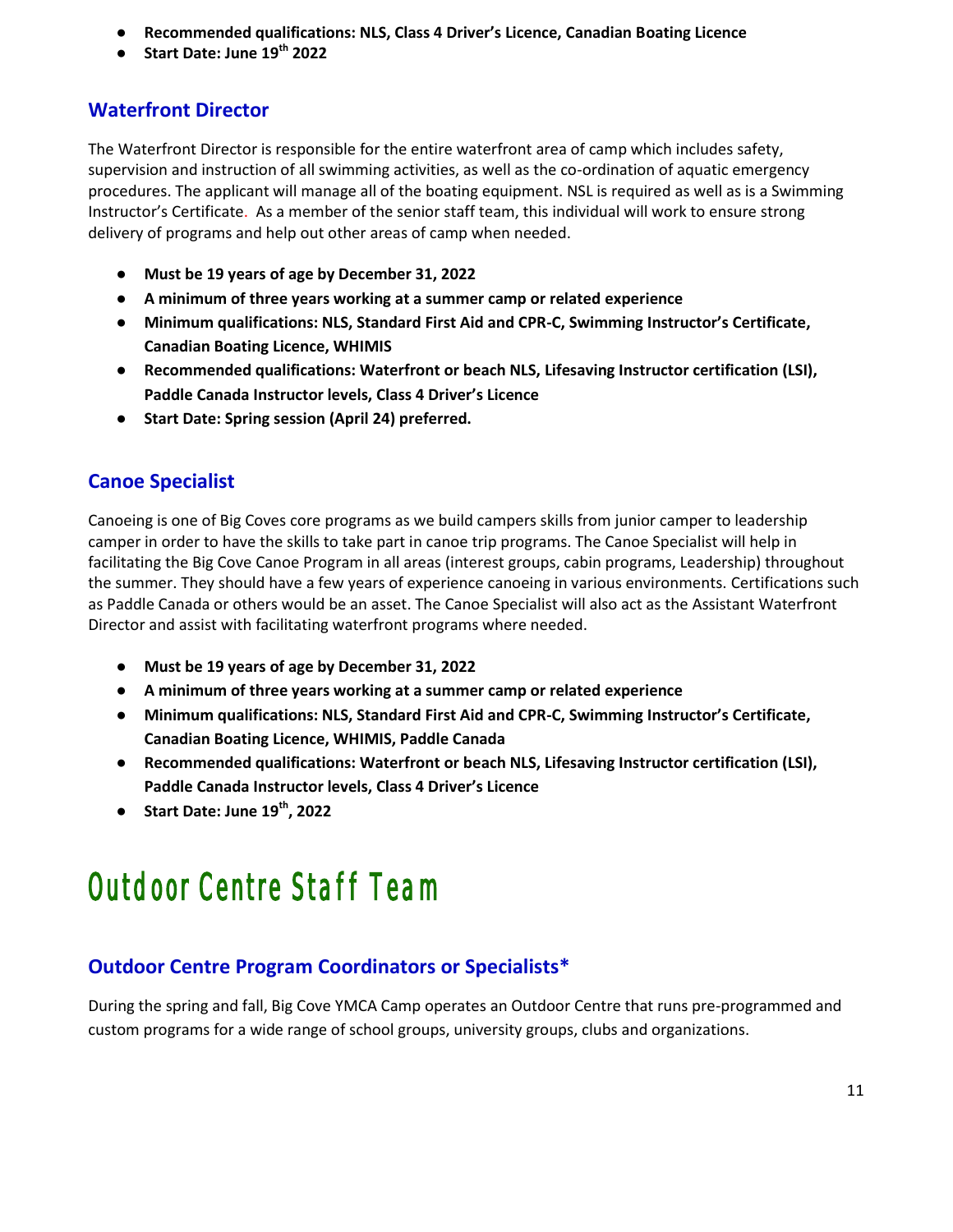- **Recommended qualifications: NLS, Class 4 Driver's Licence, Canadian Boating Licence**
- **Start Date: June 19th 2022**

## Waterfront Director

The Waterfront Director is responsible for the entire waterfront area of camp which includes safety, supervision and instruction of all swimming activities, as well as the co-ordination of aquatic emergency procedures. The applicant will manage all of the boating equipment. NSL is required as well as is a Swimming Instructor's Certificate. As a member of the senior staff team, this individual will work to ensure strong delivery of programs and help out other areas of camp when needed.

- **Must be 19 years of age by December 31, 2022**
- **A minimum of three years working at a summer camp or related experience**
- **Minimum qualifications: NLS, Standard First Aid and CPR-C, Swimming Instructor's Certificate, Canadian Boating Licence, WHIMIS**
- **Recommended qualifications: Waterfront or beach NLS, Lifesaving Instructor certification (LSI), Paddle Canada Instructor levels, Class 4 Driver's Licence**
- **Start Date: Spring session (April 24) preferred.**

## Canoe Specialist

Canoeing is one of Big Coves core programs as we build campers skills from junior camper to leadership camper in order to have the skills to take part in canoe trip programs. The Canoe Specialist will help in facilitating the Big Cove Canoe Program in all areas (interest groups, cabin programs, Leadership) throughout the summer. They should have a few years of experience canoeing in various environments. Certifications such as Paddle Canada or others would be an asset. The Canoe Specialist will also act as the Assistant Waterfront Director and assist with facilitating waterfront programs where needed.

- **Must be 19 years of age by December 31, 2022**
- **A minimum of three years working at a summer camp or related experience**
- **Minimum qualifications: NLS, Standard First Aid and CPR-C, Swimming Instructor's Certificate, Canadian Boating Licence, WHIMIS, Paddle Canada**
- **Recommended qualifications: Waterfront or beach NLS, Lifesaving Instructor certification (LSI), Paddle Canada Instructor levels, Class 4 Driver's Licence**
- **Start Date: June 19th, 2022**

# Outdoor Centre Staff Team

## Outdoor Centre Program Coordinators or Specialists*

During the spring and fall, Big Cove YMCA Camp operates an Outdoor Centre that runs pre-programmed and custom programs for a wide range of school groups, university groups, clubs and organizations.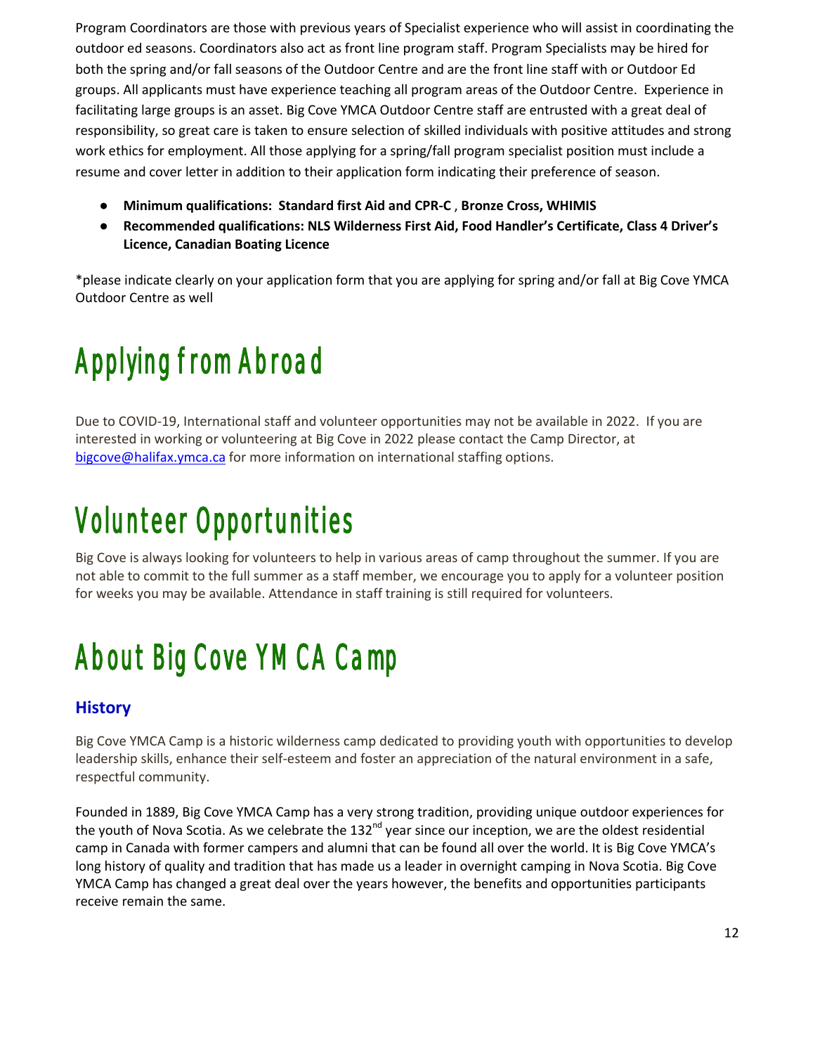Program Coordinators are those with previous years of Specialist experience who will assist in coordinating the outdoor ed seasons. Coordinators also act as front line program staff. Program Specialists may be hired for both the spring and/or fall seasons of the Outdoor Centre and are the front line staff with or Outdoor Ed groups. All applicants must have experience teaching all program areas of the Outdoor Centre. Experience in facilitating large groups is an asset. Big Cove YMCA Outdoor Centre staff are entrusted with a great deal of responsibility, so great care is taken to ensure selection of skilled individuals with positive attitudes and strong work ethics for employment. All those applying for a spring/fall program specialist position must include a resume and cover letter in addition to their application form indicating their preference of season.

- **Minimum qualifications: Standard first Aid and CPR-C , Bronze Cross, WHIMIS**
- **Recommended qualifications: NLS Wilderness First Aid, Food Handler's Certificate, Class 4 Driver's Licence, Canadian Boating Licence**

*please indicate clearly on your application form that you are applying for spring and/or fall at Big Cove YMCA Outdoor Centre as well

# Applying from Abroad

Due to COVID-19, International staff and volunteer opportunities may not be available in 2022. If you are interested in working or volunteering at Big Cove in 2022 please contact the Camp Director, at bigcove@halifax.ymca.ca for more information on international staffing options.

# Volunteer Opportunities

Big Cove is always looking for volunteers to help in various areas of camp throughout the summer. If you are not able to commit to the full summer as a staff member, we encourage you to apply for a volunteer position for weeks you may be available. Attendance in staff training is still required for volunteers.

# About Big Cove YMCA Camp

## History

Big Cove YMCA Camp is a historic wilderness camp dedicated to providing youth with opportunities to develop leadership skills, enhance their self-esteem and foster an appreciation of the natural environment in a safe, respectful community.

Founded in 1889, Big Cove YMCA Camp has a very strong tradition, providing unique outdoor experiences for the youth of Nova Scotia. As we celebrate the 132nd year since our inception, we are the oldest residential camp in Canada with former campers and alumni that can be found all over the world. It is Big Cove YMCA's long history of quality and tradition that has made us a leader in overnight camping in Nova Scotia. Big Cove YMCA Camp has changed a great deal over the years however, the benefits and opportunities participants receive remain the same.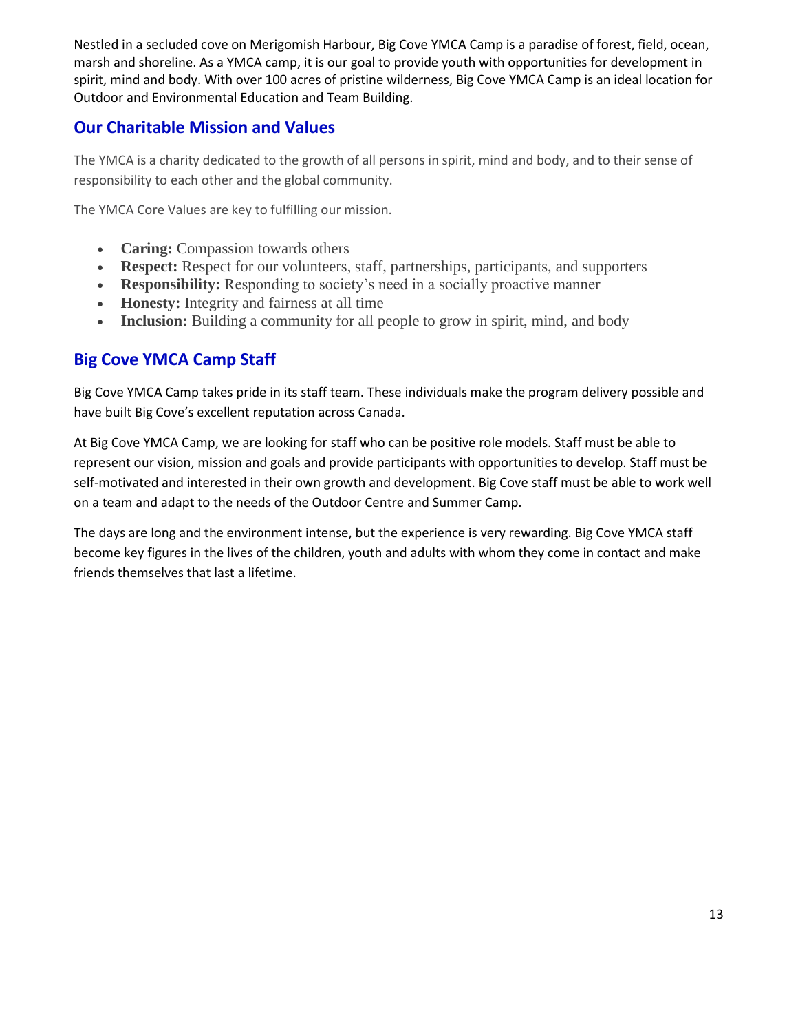Nestled in a secluded cove on Merigomish Harbour, Big Cove YMCA Camp is a paradise of forest, field, ocean, marsh and shoreline. As a YMCA camp, it is our goal to provide youth with opportunities for development in spirit, mind and body. With over 100 acres of pristine wilderness, Big Cove YMCA Camp is an ideal location for Outdoor and Environmental Education and Team Building.

## Our Charitable Mission and Values

The YMCA is a charity dedicated to the growth of all persons in spirit, mind and body, and to their sense of responsibility to each other and the global community.

The YMCA Core Values are key to fulfilling our mission.

- **Caring:** Compassion towards others
- **Respect:** Respect for our volunteers, staff, partnerships, participants, and supporters
- **Responsibility:** Responding to society's need in a socially proactive manner
- **Honesty:** Integrity and fairness at all time
- **Inclusion:** Building a community for all people to grow in spirit, mind, and body

## Big Cove YMCA Camp Staff

Big Cove YMCA Camp takes pride in its staff team. These individuals make the program delivery possible and have built Big Cove's excellent reputation across Canada.

At Big Cove YMCA Camp, we are looking for staff who can be positive role models. Staff must be able to represent our vision, mission and goals and provide participants with opportunities to develop. Staff must be self-motivated and interested in their own growth and development. Big Cove staff must be able to work well on a team and adapt to the needs of the Outdoor Centre and Summer Camp.

The days are long and the environment intense, but the experience is very rewarding. Big Cove YMCA staff become key figures in the lives of the children, youth and adults with whom they come in contact and make friends themselves that last a lifetime.